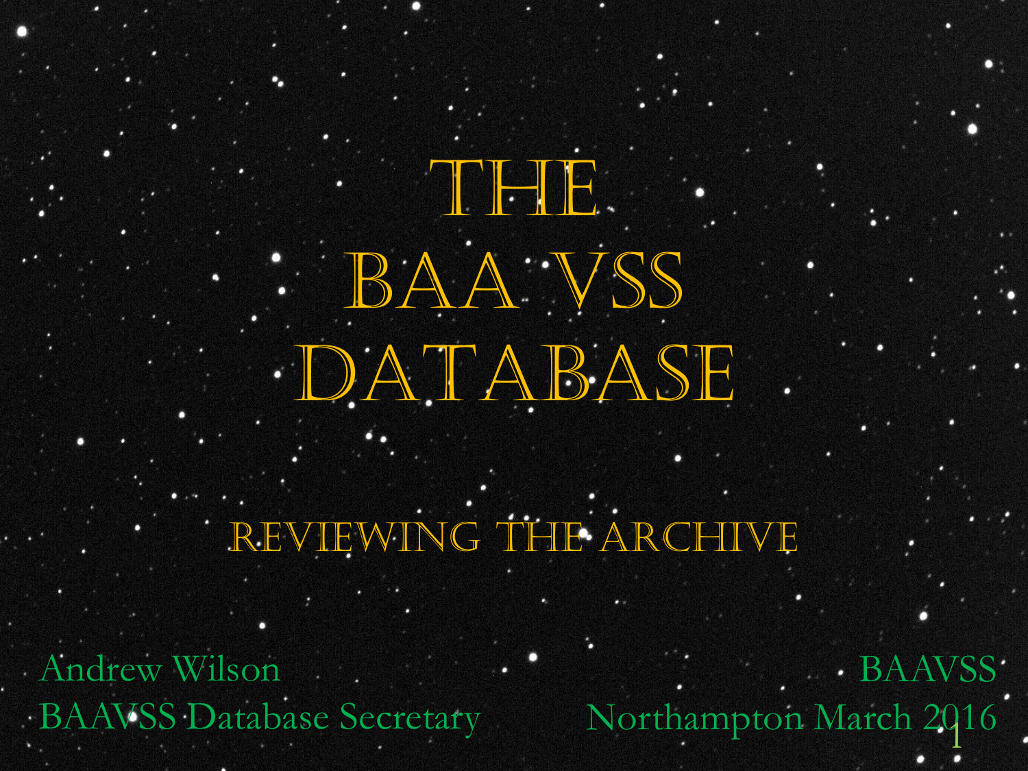# The BAA VSS Database

## Reviewing the Archive

Andrew Wilson
BAAVSS Database Secretary

BAAVSS
Northampton March 2016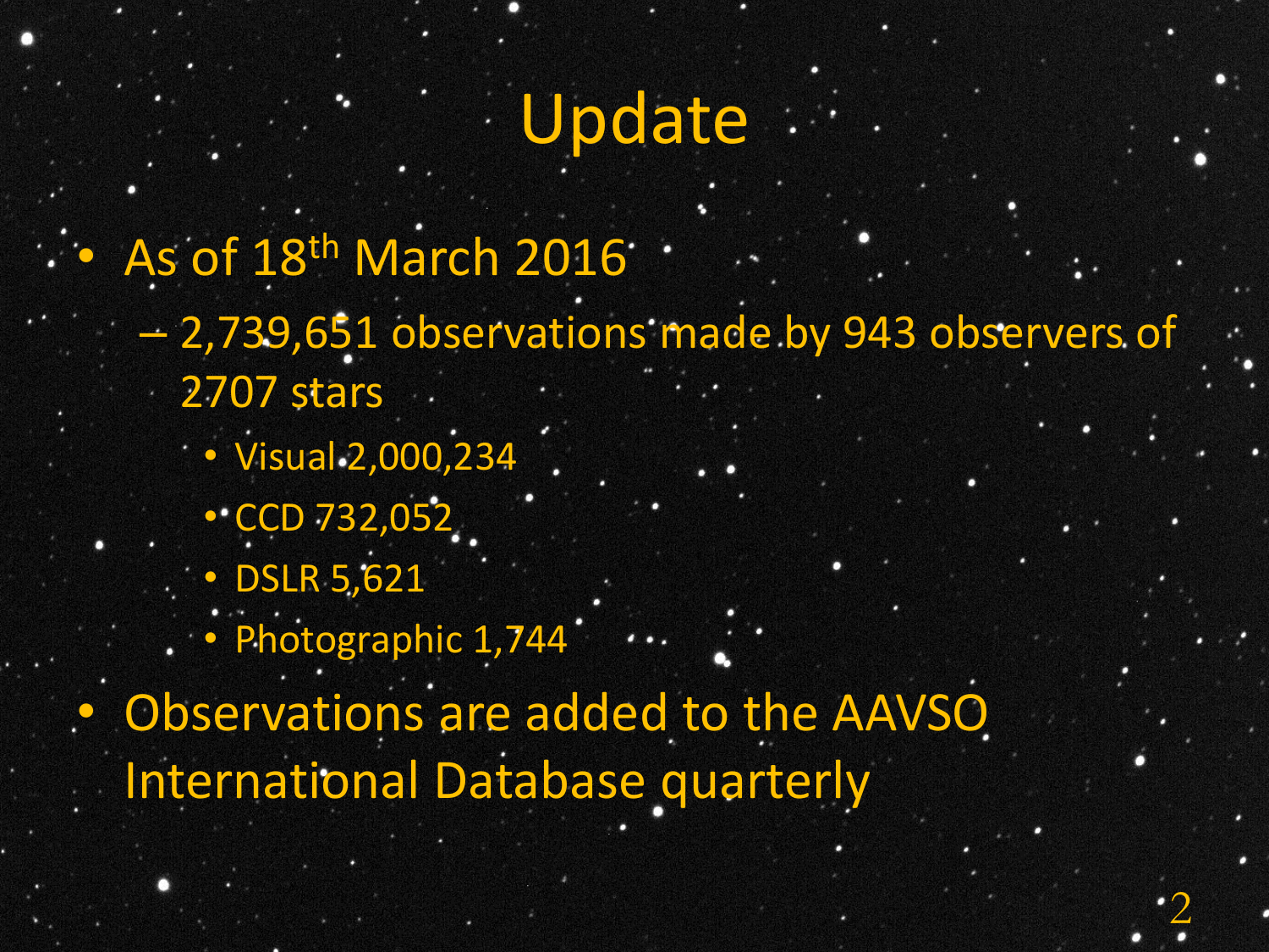# Update

- As of 18$^{th}$ March 2016
  - 2,739,651 observations made by 943 observers of 2707 stars
    - Visual 2,000,234
    - CCD 732,052
    - DSLR 5,621
    - Photographic 1,744
- Observations are added to the AAVSO International Database quarterly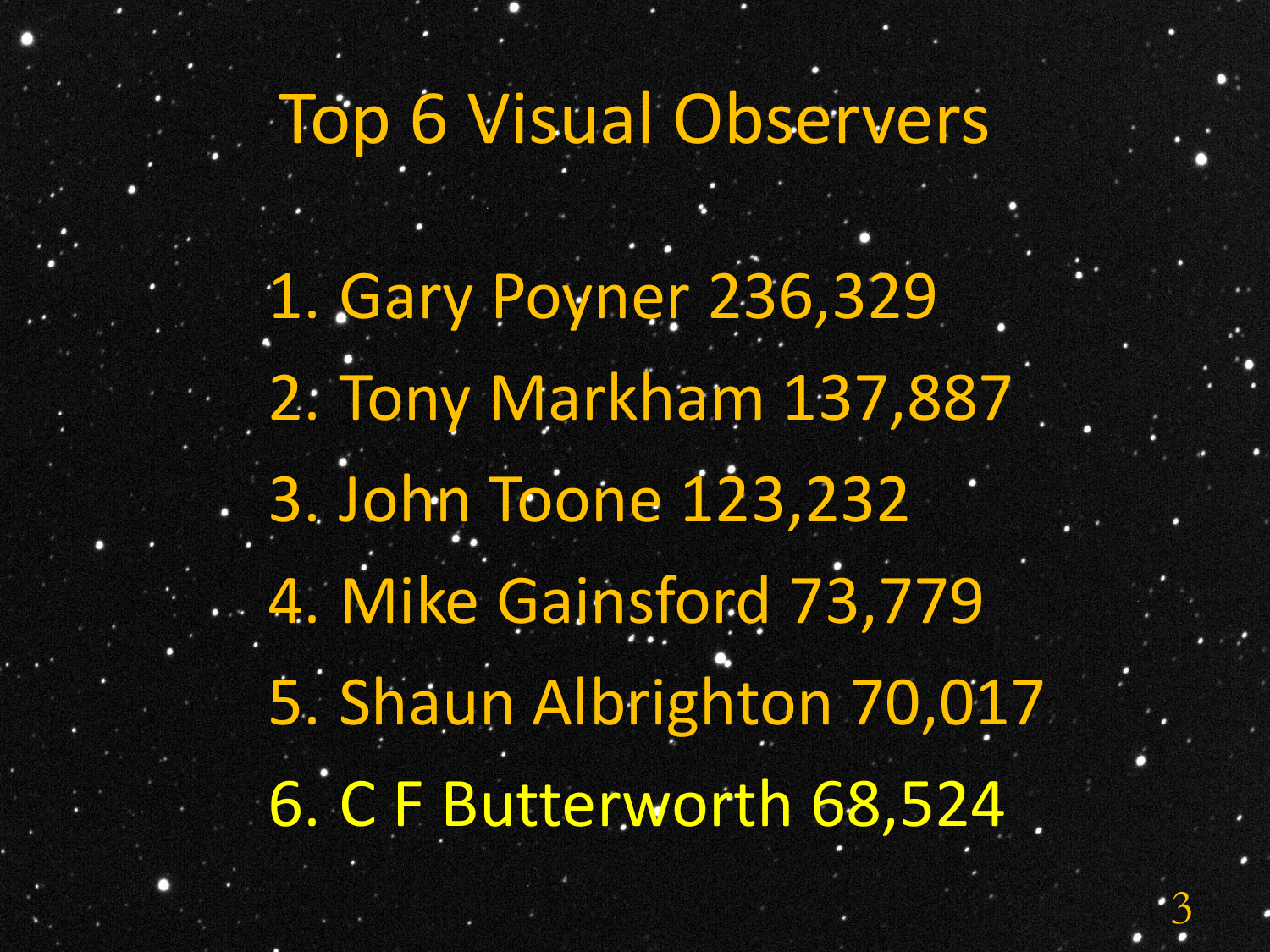# Top 6 Visual Observers

1. Gary Poyner 236,329
2. Tony Markham 137,887
3. John Toone 123,232
4. Mike Gainsford 73,779
5. Shaun Albrighton 70,017
6. C F Butterworth 68,524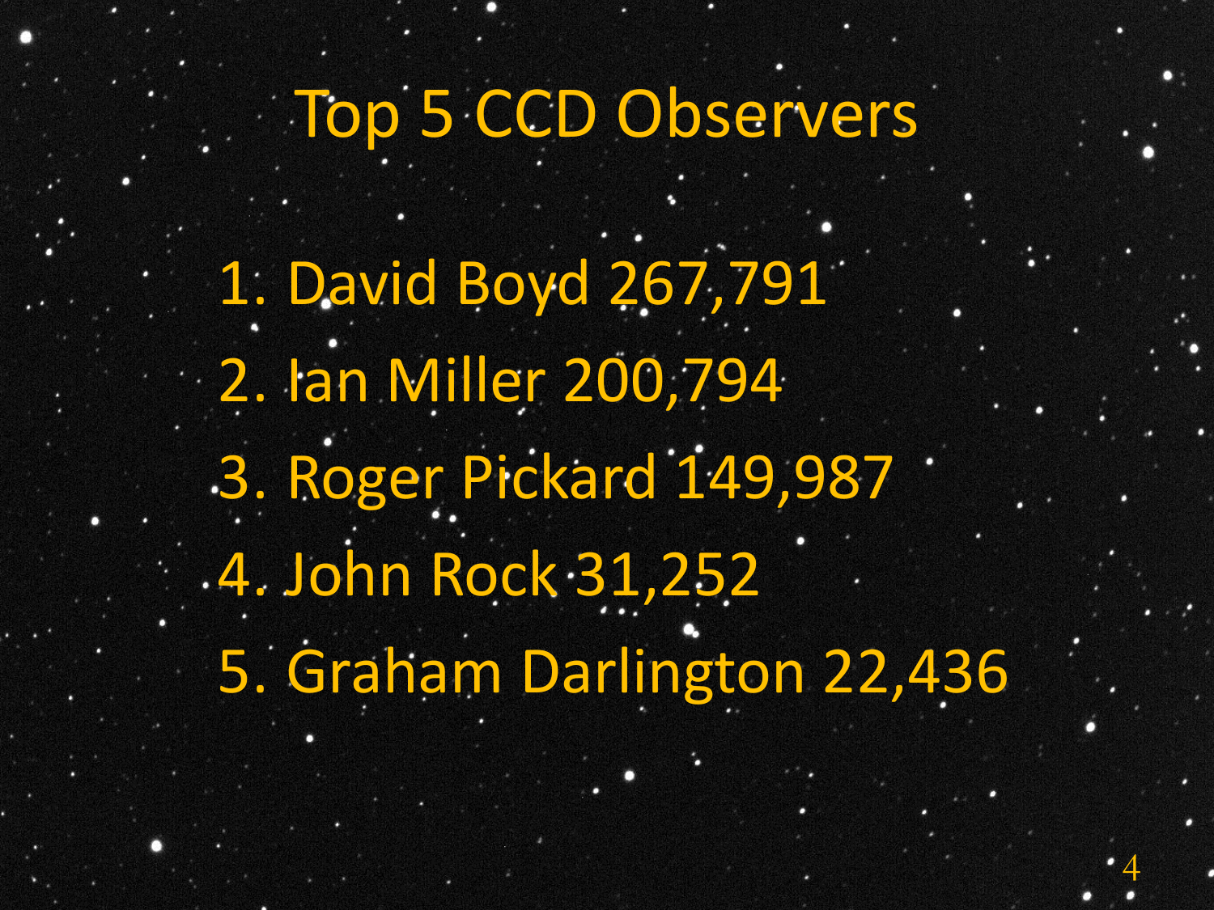# Top 5 CCD Observers

1. David Boyd 267,791
2. Ian Miller 200,794
3. Roger Pickard 149,987
4. John Rock 31,252
5. Graham Darlington 22,436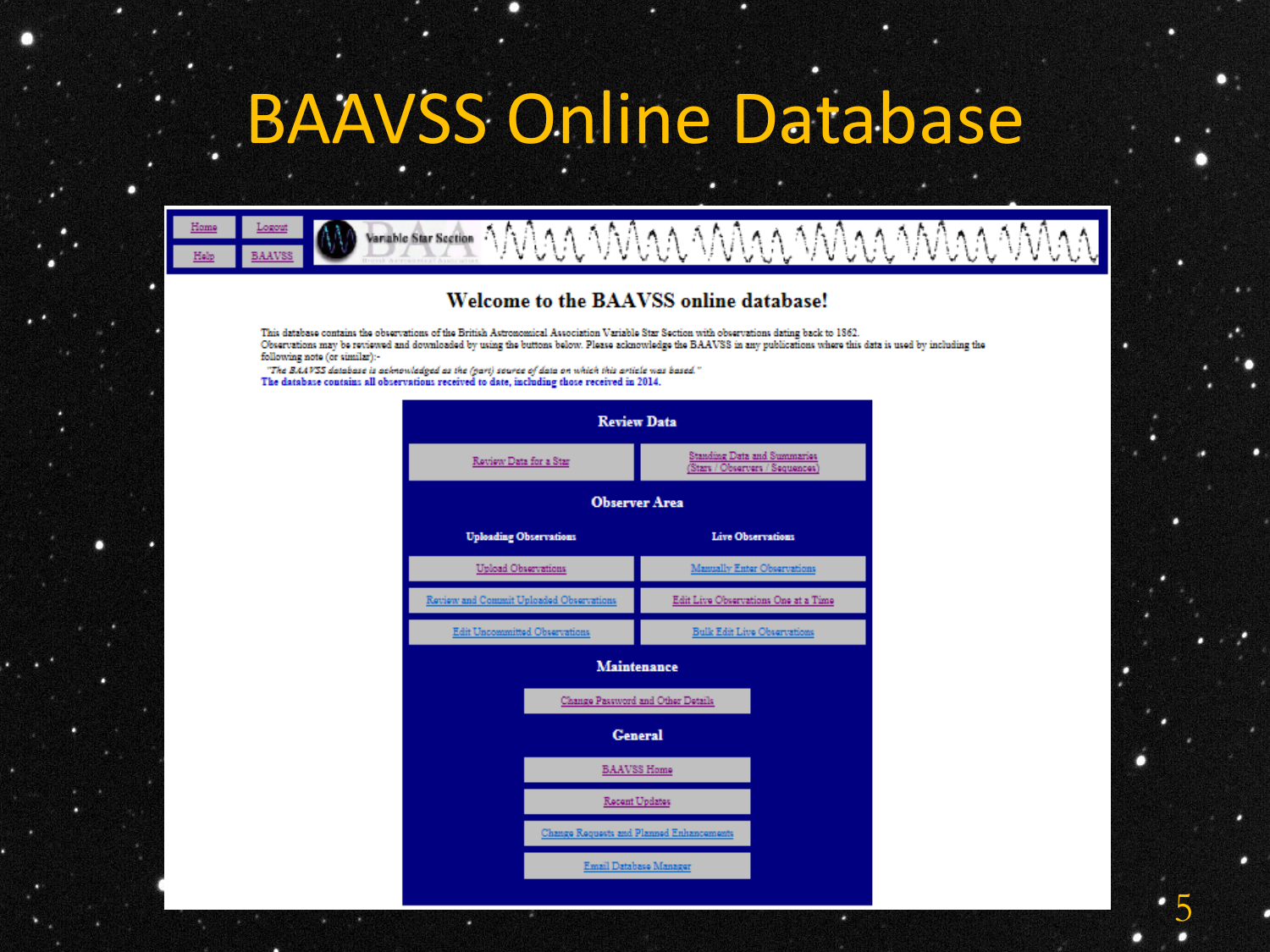# BAAVSS Online Database

Home | Logout
Help | BAAVSS

Variable Star Section

## Welcome to the BAAVSS online database!

This database contains the observations of the British Astronomical Association Variable Star Section with observations dating back to 1862.
Observations may be reviewed and downloaded by using the buttons below. Please acknowledge the BAAVSS in any publications where this data is used by including the following note (or similar):-

*"The BAAVSS database is acknowledged as the (part) source of data on which this article was based."*

**The database contains all observations received to date, including those received in 2014.**

### Review Data

- Review Data for a Star
- Standing Data and Summaries (Stars / Observers / Sequences)

### Observer Area

**Uploading Observations**

- Upload Observations
- Review and Commit Uploaded Observations
- Edit Uncommitted Observations

**Live Observations**

- Manually Enter Observations
- Edit Live Observations One at a Time
- Bulk Edit Live Observations

### Maintenance

- Change Password and Other Details

### General

- BAAVSS Home
- Recent Updates
- Change Requests and Planned Enhancements
- Email Database Manager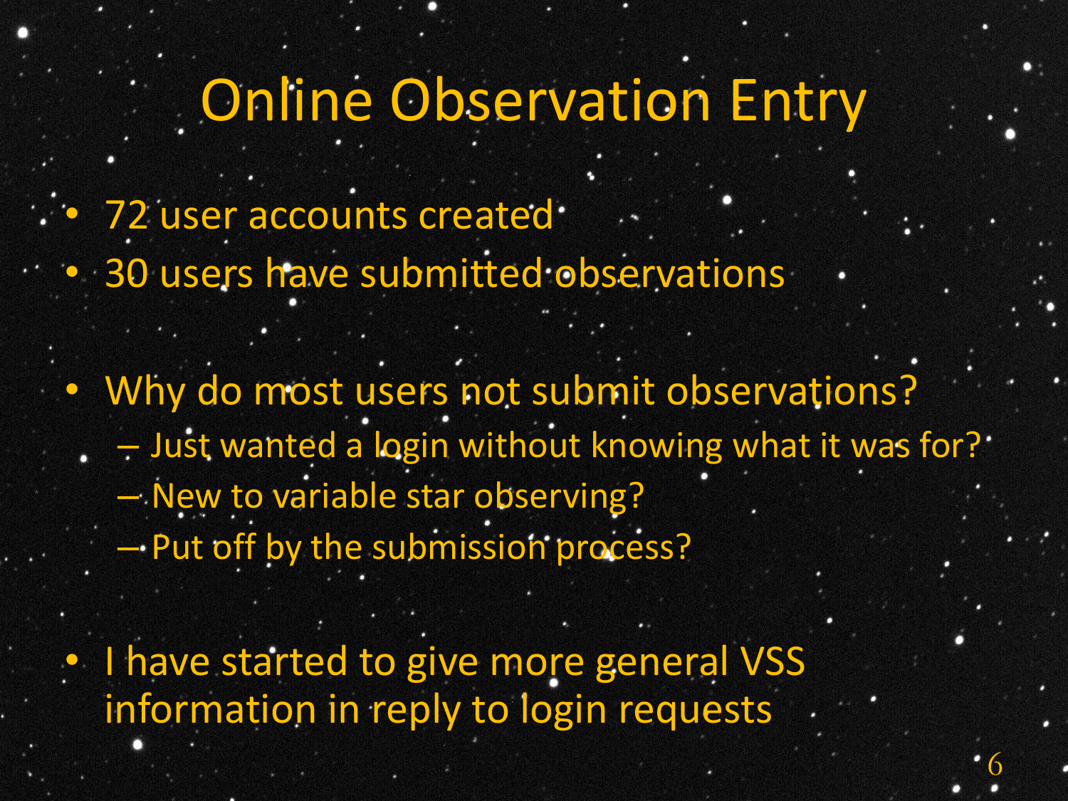# Online Observation Entry

- 72 user accounts created
- 30 users have submitted observations

- Why do most users not submit observations?
  - Just wanted a login without knowing what it was for?
  - New to variable star observing?
  - Put off by the submission process?

- I have started to give more general VSS information in reply to login requests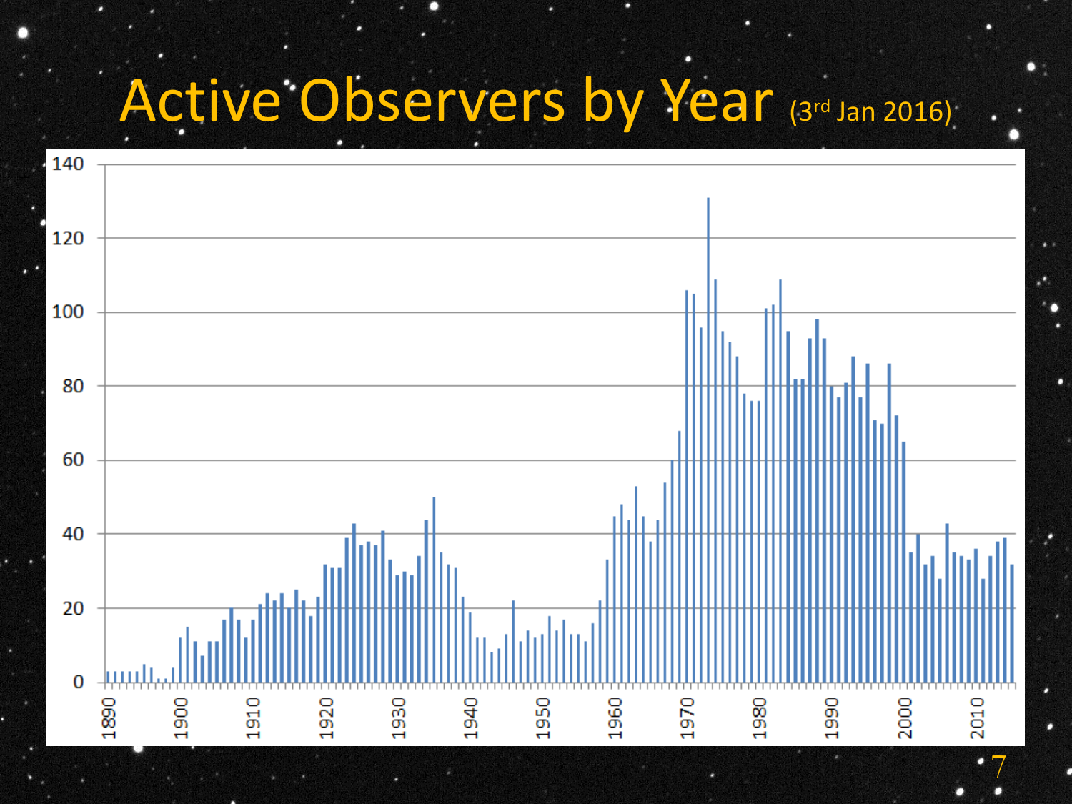# Active Observers by Year (3[rd] Jan 2016)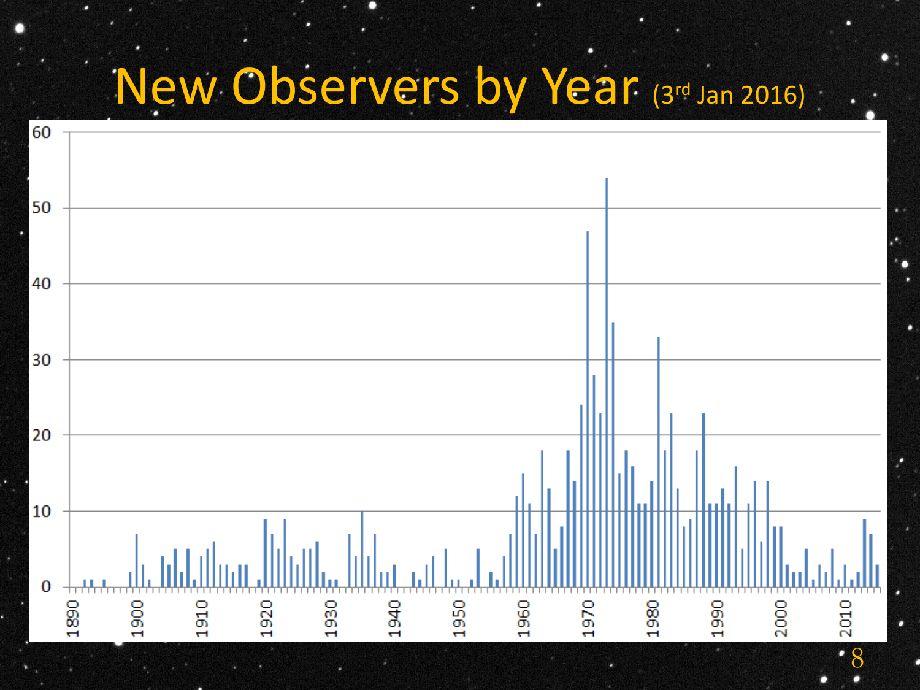# New Observers by Year (3rd Jan 2016)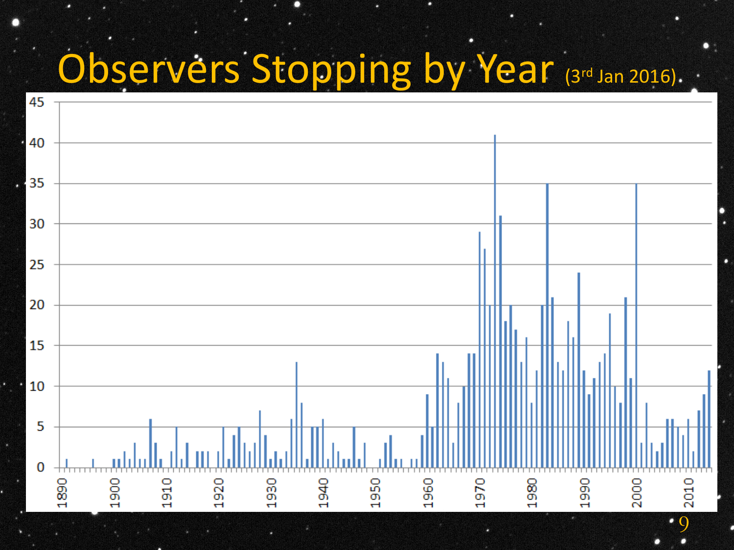# Observers Stopping by Year (3rd Jan 2016)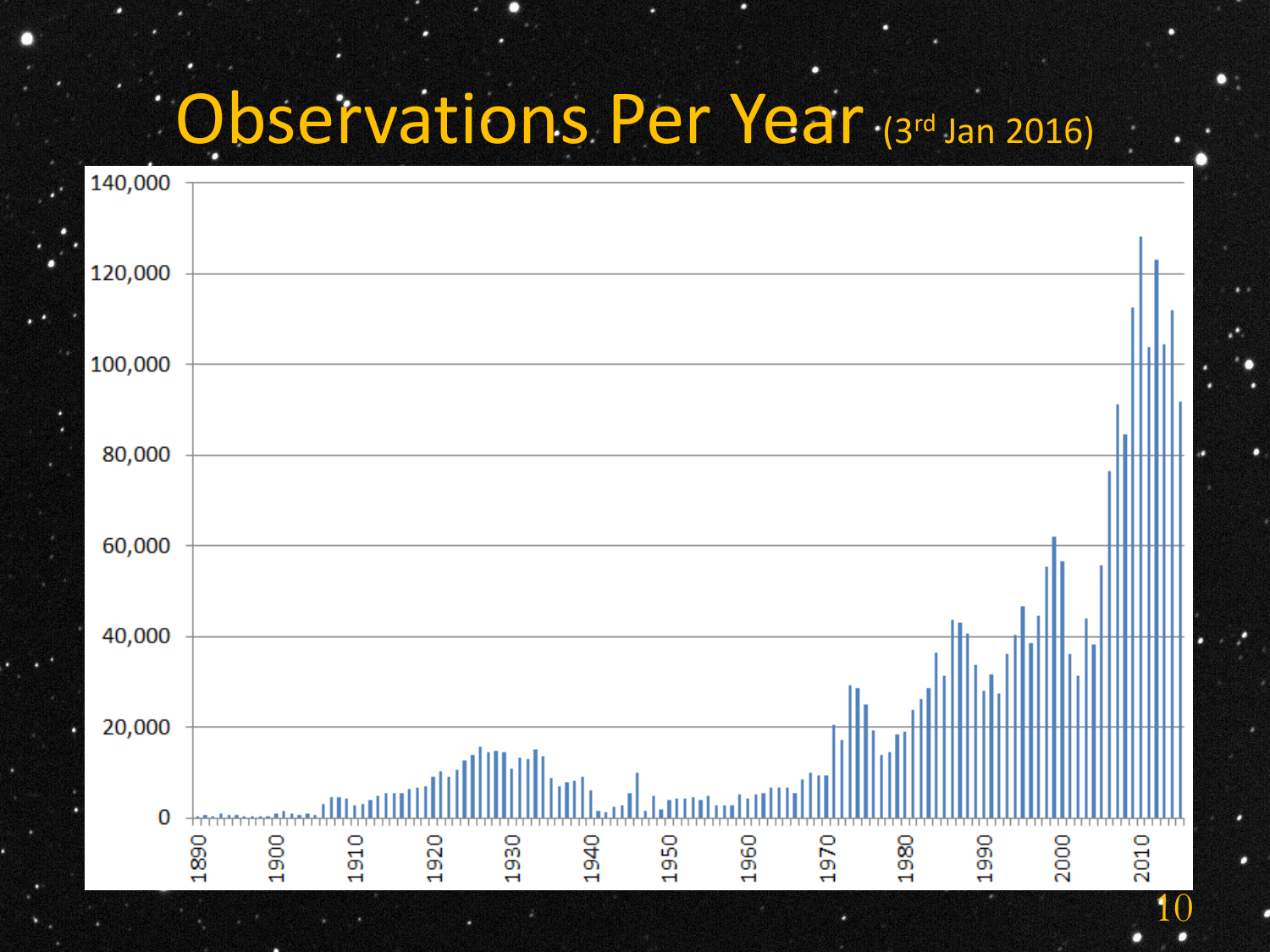# Observations Per Year (3rd Jan 2016)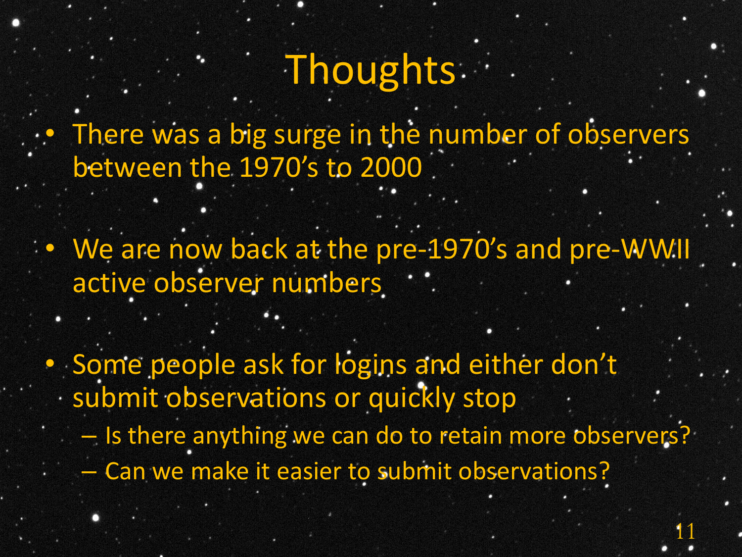# Thoughts

- There was a big surge in the number of observers between the 1970's to 2000
- We are now back at the pre-1970's and pre-WWII active observer numbers
- Some people ask for logins and either don't submit observations or quickly stop
  - Is there anything we can do to retain more observers?
  - Can we make it easier to submit observations?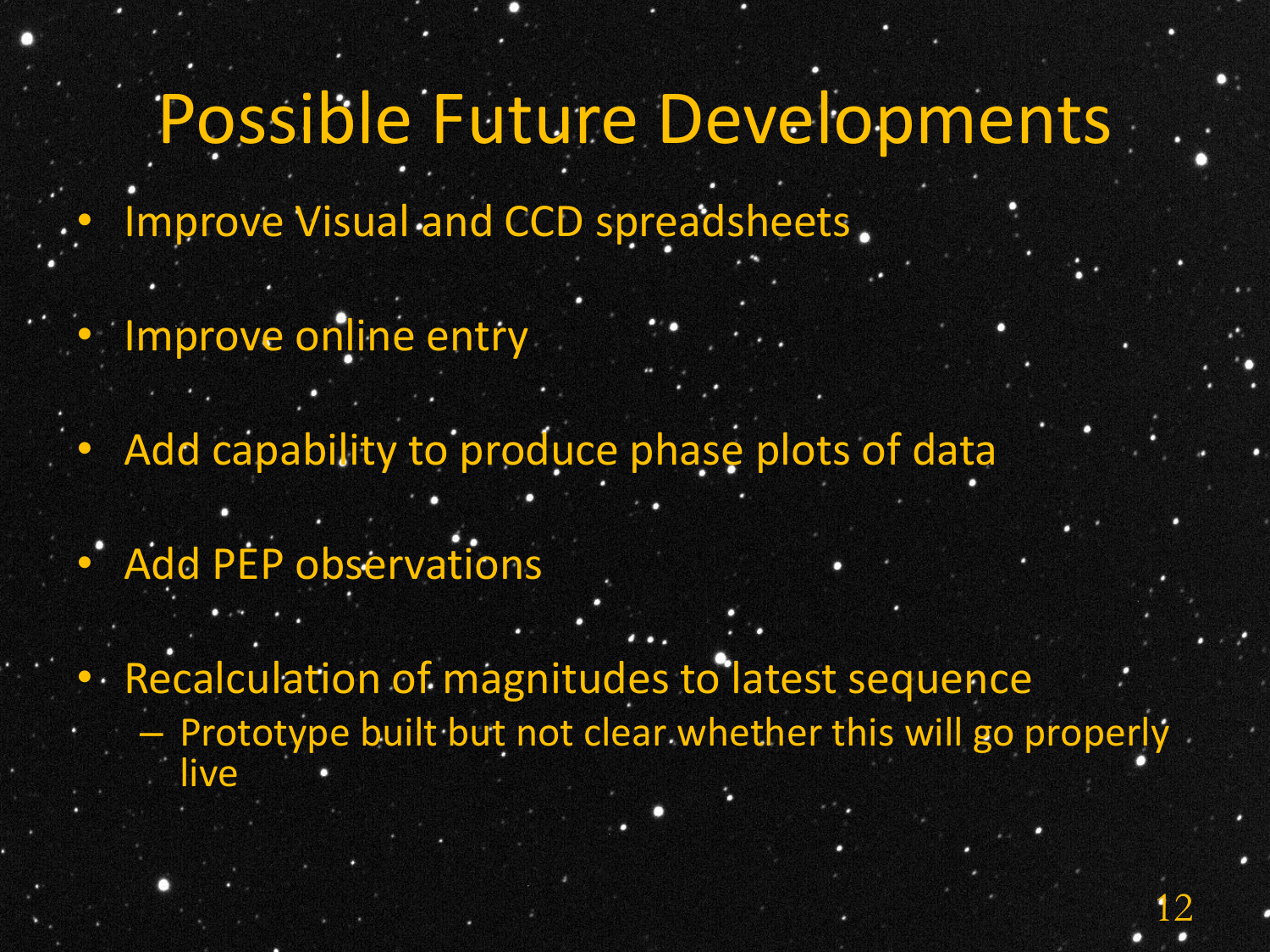# Possible Future Developments

- Improve Visual and CCD spreadsheets
- Improve online entry
- Add capability to produce phase plots of data
- Add PEP observations
- Recalculation of magnitudes to latest sequence
  - Prototype built but not clear whether this will go properly live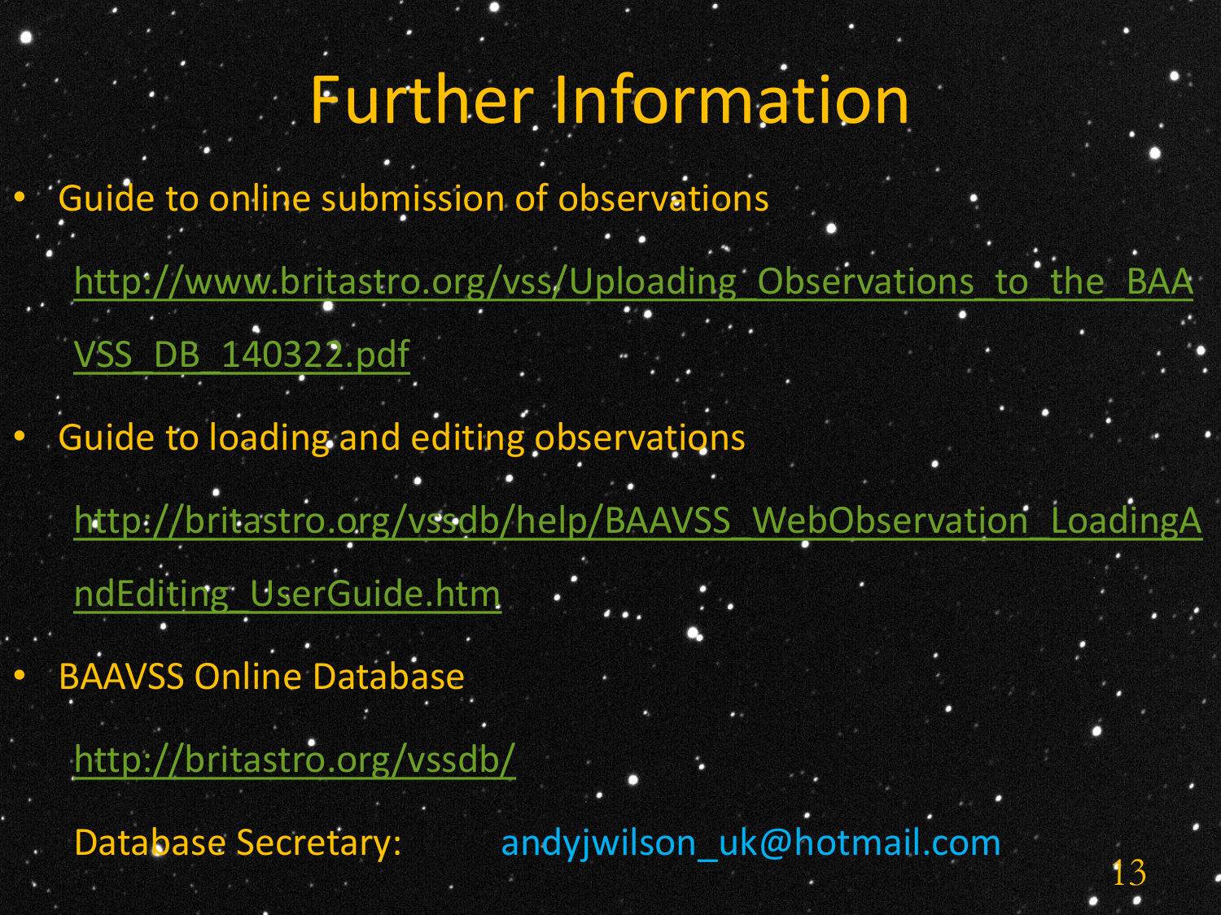# Further Information

- Guide to online submission of observations

  http://www.britastro.org/vss/Uploading_Observations_to_the_BAA VSS_DB_140322.pdf

- Guide to loading and editing observations

  http://britastro.org/vssdb/help/BAAVSS_WebObservation_LoadingAndEditing_UserGuide.htm

- BAAVSS Online Database

  http://britastro.org/vssdb/

  Database Secretary: andyjwilson_uk@hotmail.com